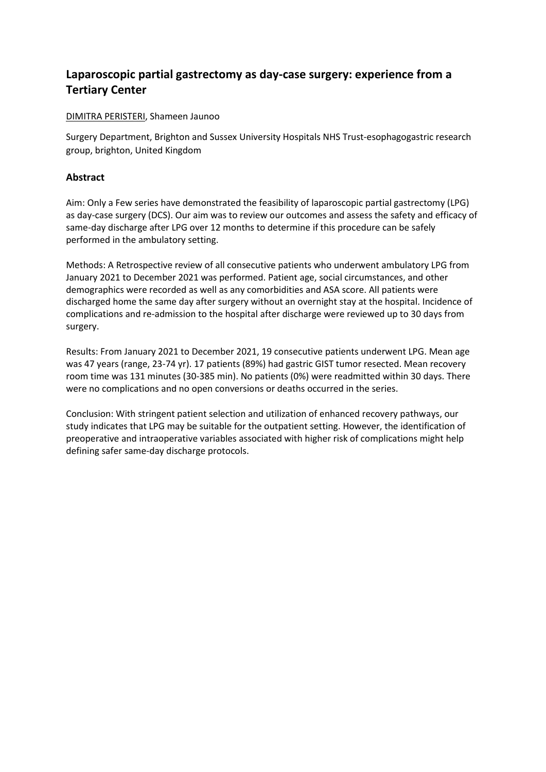# Laparoscopic partial gastrectomy as day-case surgery: experience from a Tertiary Center

DIMITRA PERISTERI, Shameen Jaunoo

Surgery Department, Brighton and Sussex University Hospitals NHS Trust-esophagogastric research group, brighton, United Kingdom

## Abstract

Aim: Only a Few series have demonstrated the feasibility of laparoscopic partial gastrectomy (LPG) as day-case surgery (DCS). Our aim was to review our outcomes and assess the safety and efficacy of same-day discharge after LPG over 12 months to determine if this procedure can be safely performed in the ambulatory setting.

Methods: A Retrospective review of all consecutive patients who underwent ambulatory LPG from January 2021 to December 2021 was performed. Patient age, social circumstances, and other demographics were recorded as well as any comorbidities and ASA score. All patients were discharged home the same day after surgery without an overnight stay at the hospital. Incidence of complications and re-admission to the hospital after discharge were reviewed up to 30 days from surgery.

Results: From January 2021 to December 2021, 19 consecutive patients underwent LPG. Mean age was 47 years (range, 23-74 yr). 17 patients (89%) had gastric GIST tumor resected. Mean recovery room time was 131 minutes (30-385 min). No patients (0%) were readmitted within 30 days. There were no complications and no open conversions or deaths occurred in the series.

Conclusion: With stringent patient selection and utilization of enhanced recovery pathways, our study indicates that LPG may be suitable for the outpatient setting. However, the identification of preoperative and intraoperative variables associated with higher risk of complications might help defining safer same-day discharge protocols.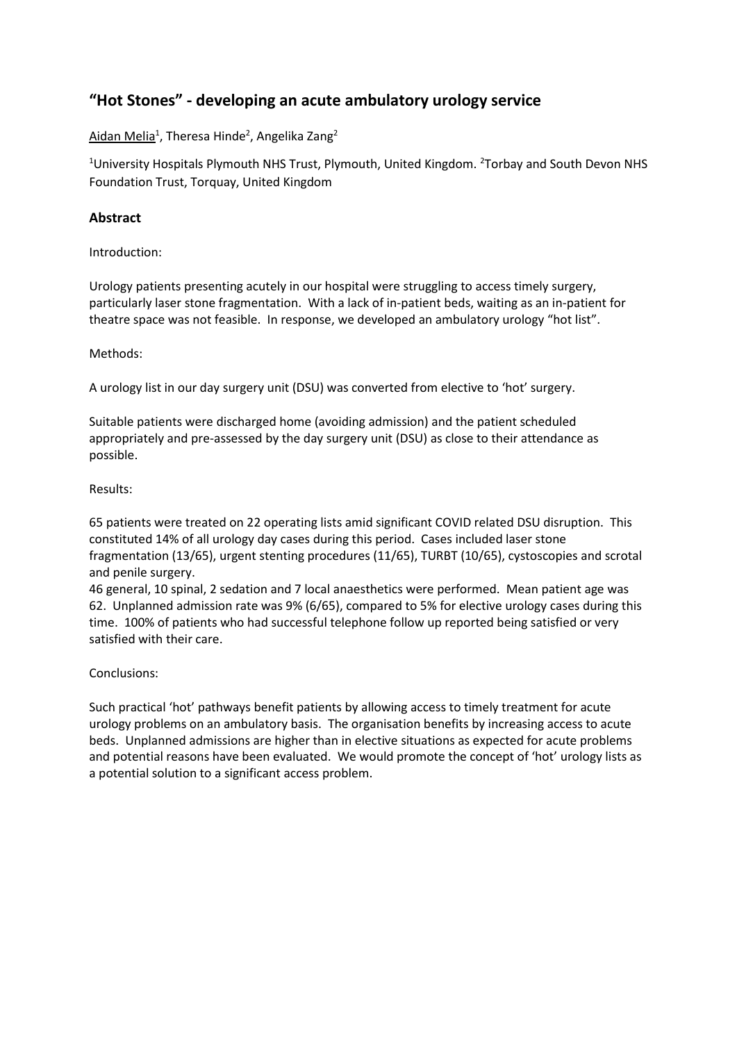## "Hot Stones" - developing an acute ambulatory urology service

Aidan Melia[1], Theresa Hinde[2], Angelika Zang[2]

[1]University Hospitals Plymouth NHS Trust, Plymouth, United Kingdom. [2]Torbay and South Devon NHS Foundation Trust, Torquay, United Kingdom

### Abstract

Introduction:

Urology patients presenting acutely in our hospital were struggling to access timely surgery, particularly laser stone fragmentation. With a lack of in-patient beds, waiting as an in-patient for theatre space was not feasible. In response, we developed an ambulatory urology "hot list".

Methods:

A urology list in our day surgery unit (DSU) was converted from elective to 'hot' surgery.

Suitable patients were discharged home (avoiding admission) and the patient scheduled appropriately and pre-assessed by the day surgery unit (DSU) as close to their attendance as possible.

Results:

65 patients were treated on 22 operating lists amid significant COVID related DSU disruption. This constituted 14% of all urology day cases during this period. Cases included laser stone fragmentation (13/65), urgent stenting procedures (11/65), TURBT (10/65), cystoscopies and scrotal and penile surgery.
46 general, 10 spinal, 2 sedation and 7 local anaesthetics were performed. Mean patient age was 62. Unplanned admission rate was 9% (6/65), compared to 5% for elective urology cases during this time. 100% of patients who had successful telephone follow up reported being satisfied or very satisfied with their care.

Conclusions:

Such practical 'hot' pathways benefit patients by allowing access to timely treatment for acute urology problems on an ambulatory basis. The organisation benefits by increasing access to acute beds. Unplanned admissions are higher than in elective situations as expected for acute problems and potential reasons have been evaluated. We would promote the concept of 'hot' urology lists as a potential solution to a significant access problem.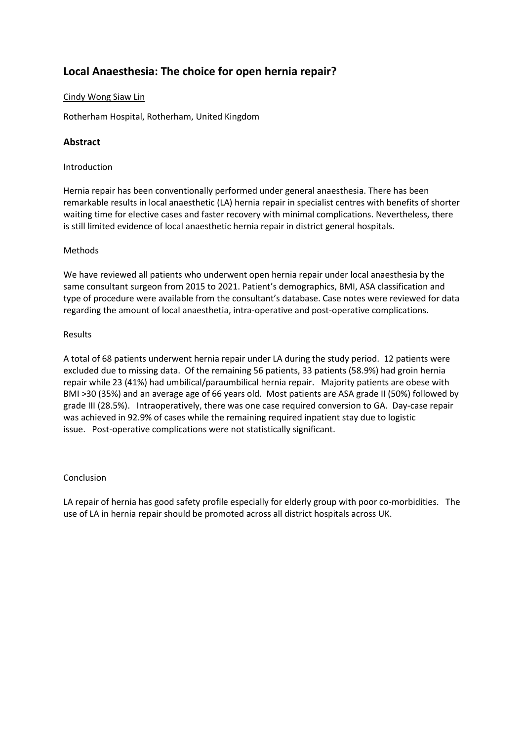## Local Anaesthesia: The choice for open hernia repair?

Cindy Wong Siaw Lin

Rotherham Hospital, Rotherham, United Kingdom

### Abstract

Introduction

Hernia repair has been conventionally performed under general anaesthesia. There has been remarkable results in local anaesthetic (LA) hernia repair in specialist centres with benefits of shorter waiting time for elective cases and faster recovery with minimal complications. Nevertheless, there is still limited evidence of local anaesthetic hernia repair in district general hospitals.

Methods

We have reviewed all patients who underwent open hernia repair under local anaesthesia by the same consultant surgeon from 2015 to 2021. Patient's demographics, BMI, ASA classification and type of procedure were available from the consultant's database. Case notes were reviewed for data regarding the amount of local anaesthetia, intra-operative and post-operative complications.

Results

A total of 68 patients underwent hernia repair under LA during the study period. 12 patients were excluded due to missing data. Of the remaining 56 patients, 33 patients (58.9%) had groin hernia repair while 23 (41%) had umbilical/paraumbilical hernia repair. Majority patients are obese with BMI >30 (35%) and an average age of 66 years old. Most patients are ASA grade II (50%) followed by grade III (28.5%). Intraoperatively, there was one case required conversion to GA. Day-case repair was achieved in 92.9% of cases while the remaining required inpatient stay due to logistic issue. Post-operative complications were not statistically significant.

Conclusion

LA repair of hernia has good safety profile especially for elderly group with poor co-morbidities. The use of LA in hernia repair should be promoted across all district hospitals across UK.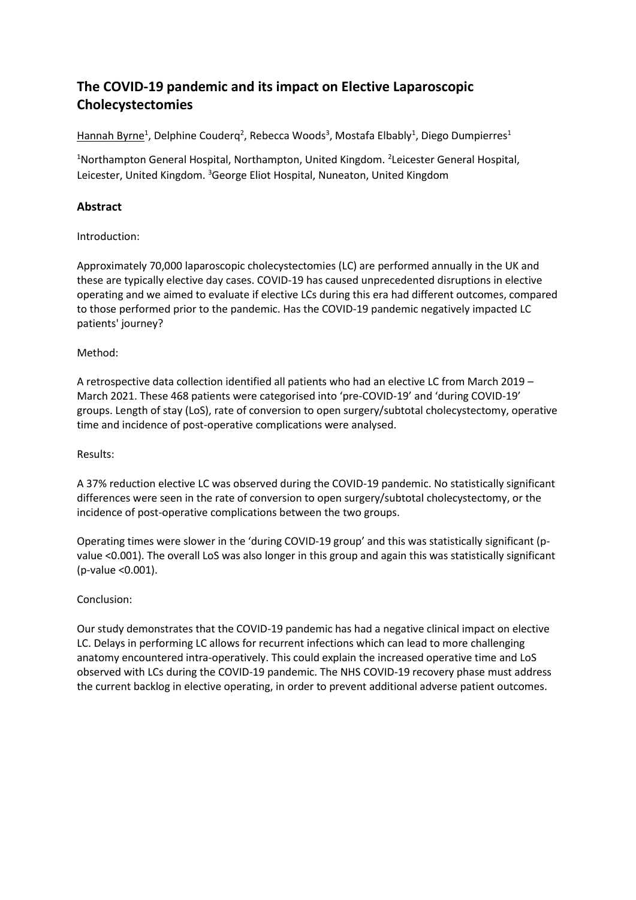# The COVID-19 pandemic and its impact on Elective Laparoscopic Cholecystectomies

Hannah Byrne[1], Delphine Couderq[2], Rebecca Woods[3], Mostafa Elbably[1], Diego Dumpierres[1]

[1]Northampton General Hospital, Northampton, United Kingdom. [2]Leicester General Hospital, Leicester, United Kingdom. [3]George Eliot Hospital, Nuneaton, United Kingdom

## Abstract

Introduction:

Approximately 70,000 laparoscopic cholecystectomies (LC) are performed annually in the UK and these are typically elective day cases. COVID-19 has caused unprecedented disruptions in elective operating and we aimed to evaluate if elective LCs during this era had different outcomes, compared to those performed prior to the pandemic. Has the COVID-19 pandemic negatively impacted LC patients' journey?

Method:

A retrospective data collection identified all patients who had an elective LC from March 2019 – March 2021. These 468 patients were categorised into 'pre-COVID-19' and 'during COVID-19' groups. Length of stay (LoS), rate of conversion to open surgery/subtotal cholecystectomy, operative time and incidence of post-operative complications were analysed.

Results:

A 37% reduction elective LC was observed during the COVID-19 pandemic. No statistically significant differences were seen in the rate of conversion to open surgery/subtotal cholecystectomy, or the incidence of post-operative complications between the two groups.

Operating times were slower in the 'during COVID-19 group' and this was statistically significant (p-value <0.001). The overall LoS was also longer in this group and again this was statistically significant (p-value <0.001).

Conclusion:

Our study demonstrates that the COVID-19 pandemic has had a negative clinical impact on elective LC. Delays in performing LC allows for recurrent infections which can lead to more challenging anatomy encountered intra-operatively. This could explain the increased operative time and LoS observed with LCs during the COVID-19 pandemic. The NHS COVID-19 recovery phase must address the current backlog in elective operating, in order to prevent additional adverse patient outcomes.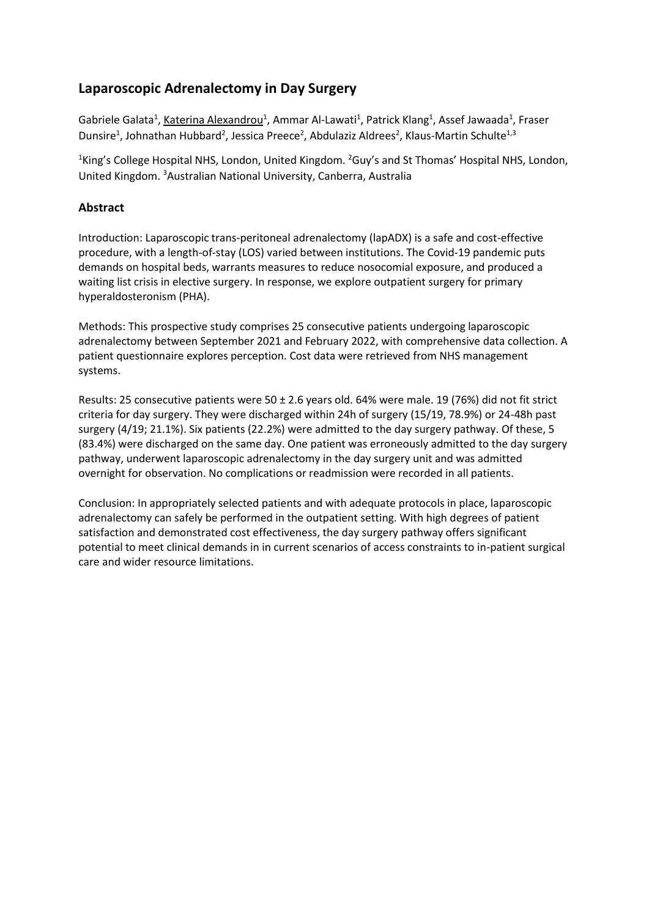## Laparoscopic Adrenalectomy in Day Surgery

Gabriele Galata[1], Katerina Alexandrou[1], Ammar Al-Lawati[1], Patrick Klang[1], Assef Jawaada[1], Fraser Dunsire[1], Johnathan Hubbard[2], Jessica Preece[2], Abdulaziz Aldrees[2], Klaus-Martin Schulte[1,3]

[1]King's College Hospital NHS, London, United Kingdom. [2]Guy's and St Thomas' Hospital NHS, London, United Kingdom. [3]Australian National University, Canberra, Australia

### Abstract

Introduction: Laparoscopic trans-peritoneal adrenalectomy (lapADX) is a safe and cost-effective procedure, with a length-of-stay (LOS) varied between institutions. The Covid-19 pandemic puts demands on hospital beds, warrants measures to reduce nosocomial exposure, and produced a waiting list crisis in elective surgery. In response, we explore outpatient surgery for primary hyperaldosteronism (PHA).

Methods: This prospective study comprises 25 consecutive patients undergoing laparoscopic adrenalectomy between September 2021 and February 2022, with comprehensive data collection. A patient questionnaire explores perception. Cost data were retrieved from NHS management systems.

Results: 25 consecutive patients were 50 ± 2.6 years old. 64% were male. 19 (76%) did not fit strict criteria for day surgery. They were discharged within 24h of surgery (15/19, 78.9%) or 24-48h past surgery (4/19; 21.1%). Six patients (22.2%) were admitted to the day surgery pathway. Of these, 5 (83.4%) were discharged on the same day. One patient was erroneously admitted to the day surgery pathway, underwent laparoscopic adrenalectomy in the day surgery unit and was admitted overnight for observation. No complications or readmission were recorded in all patients.

Conclusion: In appropriately selected patients and with adequate protocols in place, laparoscopic adrenalectomy can safely be performed in the outpatient setting. With high degrees of patient satisfaction and demonstrated cost effectiveness, the day surgery pathway offers significant potential to meet clinical demands in in current scenarios of access constraints to in-patient surgical care and wider resource limitations.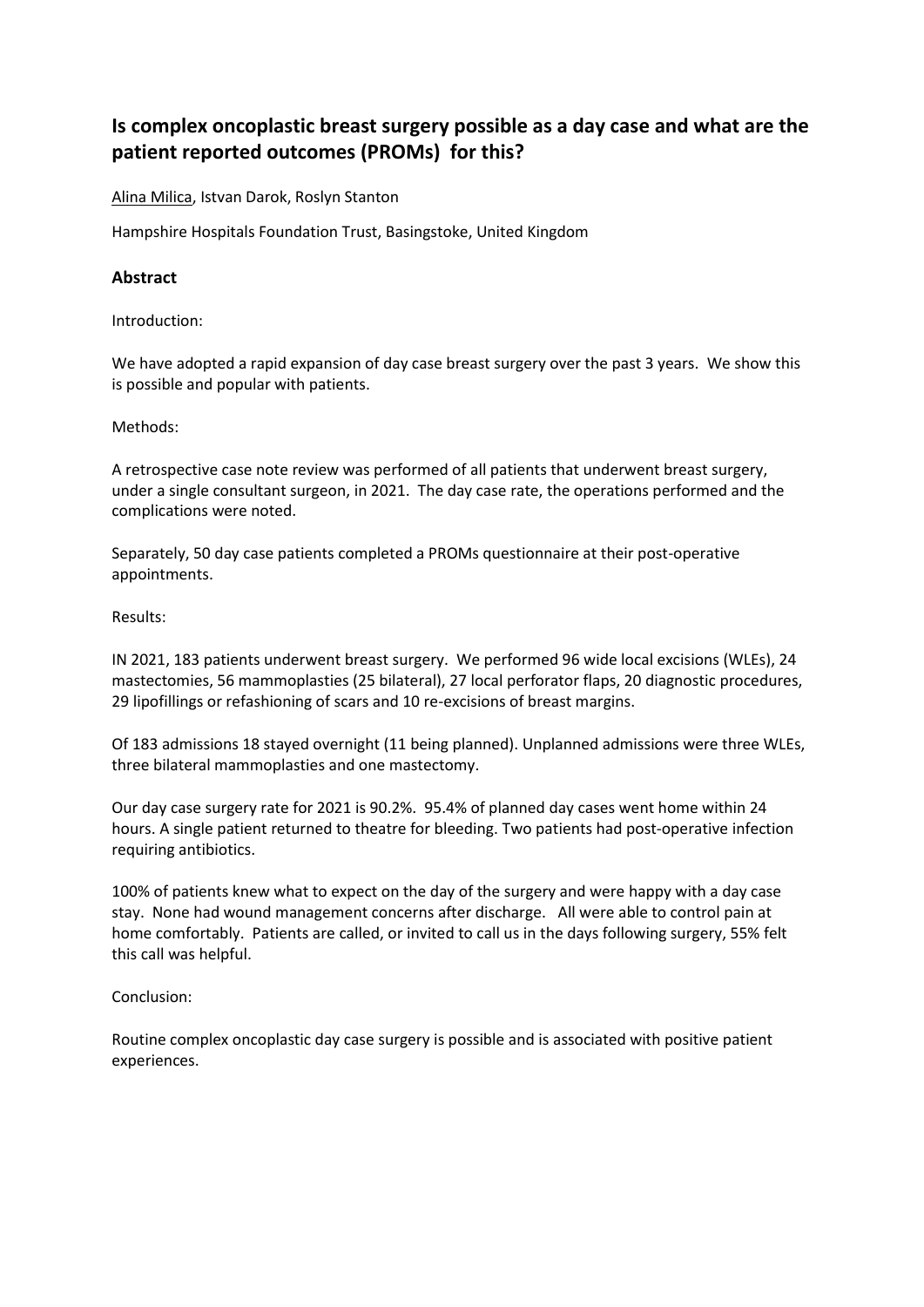## Is complex oncoplastic breast surgery possible as a day case and what are the patient reported outcomes (PROMs) for this?

<u>Alina Milica</u>, Istvan Darok, Roslyn Stanton

Hampshire Hospitals Foundation Trust, Basingstoke, United Kingdom

### Abstract

Introduction:

We have adopted a rapid expansion of day case breast surgery over the past 3 years. We show this is possible and popular with patients.

Methods:

A retrospective case note review was performed of all patients that underwent breast surgery, under a single consultant surgeon, in 2021. The day case rate, the operations performed and the complications were noted.

Separately, 50 day case patients completed a PROMs questionnaire at their post-operative appointments.

Results:

IN 2021, 183 patients underwent breast surgery. We performed 96 wide local excisions (WLEs), 24 mastectomies, 56 mammoplasties (25 bilateral), 27 local perforator flaps, 20 diagnostic procedures, 29 lipofillings or refashioning of scars and 10 re-excisions of breast margins.

Of 183 admissions 18 stayed overnight (11 being planned). Unplanned admissions were three WLEs, three bilateral mammoplasties and one mastectomy.

Our day case surgery rate for 2021 is 90.2%. 95.4% of planned day cases went home within 24 hours. A single patient returned to theatre for bleeding. Two patients had post-operative infection requiring antibiotics.

100% of patients knew what to expect on the day of the surgery and were happy with a day case stay. None had wound management concerns after discharge. All were able to control pain at home comfortably. Patients are called, or invited to call us in the days following surgery, 55% felt this call was helpful.

Conclusion:

Routine complex oncoplastic day case surgery is possible and is associated with positive patient experiences.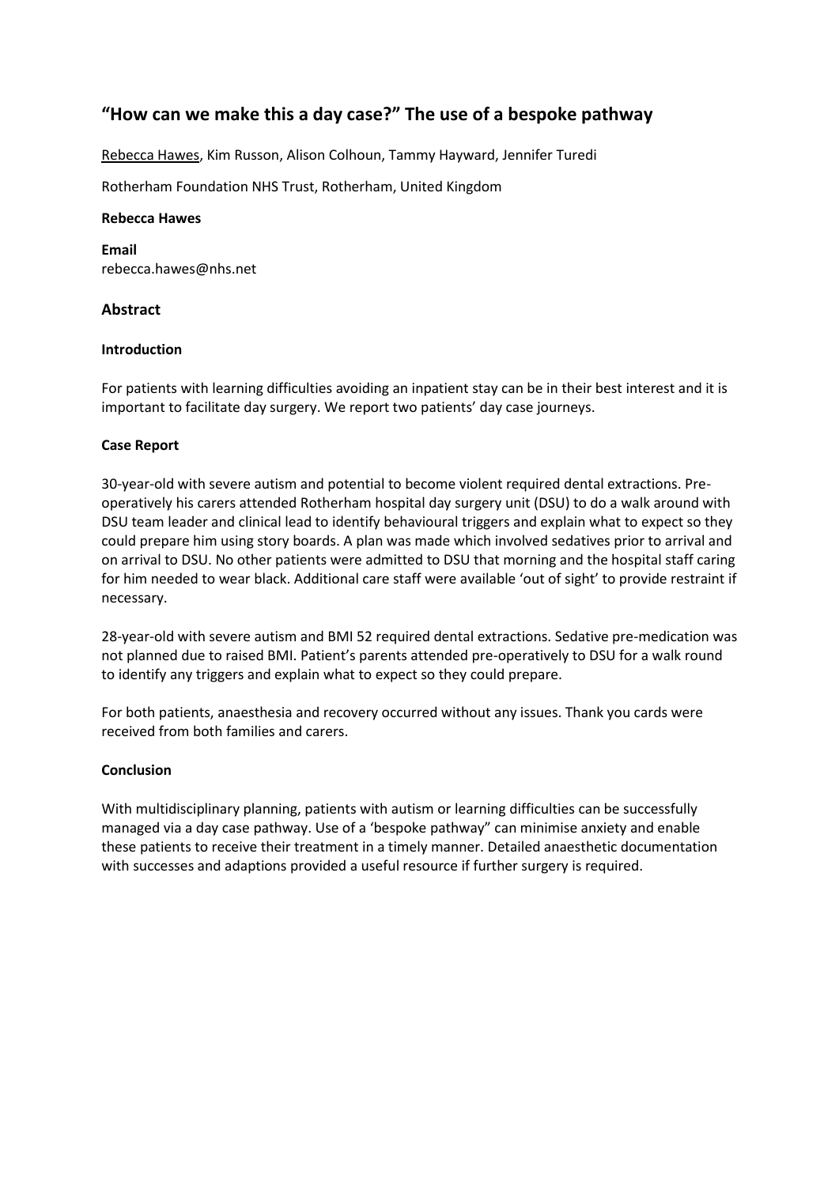# "How can we make this a day case?" The use of a bespoke pathway

Rebecca Hawes, Kim Russon, Alison Colhoun, Tammy Hayward, Jennifer Turedi

Rotherham Foundation NHS Trust, Rotherham, United Kingdom

**Rebecca Hawes**

**Email**
rebecca.hawes@nhs.net

## Abstract

### Introduction

For patients with learning difficulties avoiding an inpatient stay can be in their best interest and it is important to facilitate day surgery. We report two patients' day case journeys.

### Case Report

30-year-old with severe autism and potential to become violent required dental extractions. Pre-operatively his carers attended Rotherham hospital day surgery unit (DSU) to do a walk around with DSU team leader and clinical lead to identify behavioural triggers and explain what to expect so they could prepare him using story boards. A plan was made which involved sedatives prior to arrival and on arrival to DSU. No other patients were admitted to DSU that morning and the hospital staff caring for him needed to wear black. Additional care staff were available 'out of sight' to provide restraint if necessary.

28-year-old with severe autism and BMI 52 required dental extractions. Sedative pre-medication was not planned due to raised BMI. Patient's parents attended pre-operatively to DSU for a walk round to identify any triggers and explain what to expect so they could prepare.

For both patients, anaesthesia and recovery occurred without any issues. Thank you cards were received from both families and carers.

### Conclusion

With multidisciplinary planning, patients with autism or learning difficulties can be successfully managed via a day case pathway. Use of a 'bespoke pathway" can minimise anxiety and enable these patients to receive their treatment in a timely manner. Detailed anaesthetic documentation with successes and adaptions provided a useful resource if further surgery is required.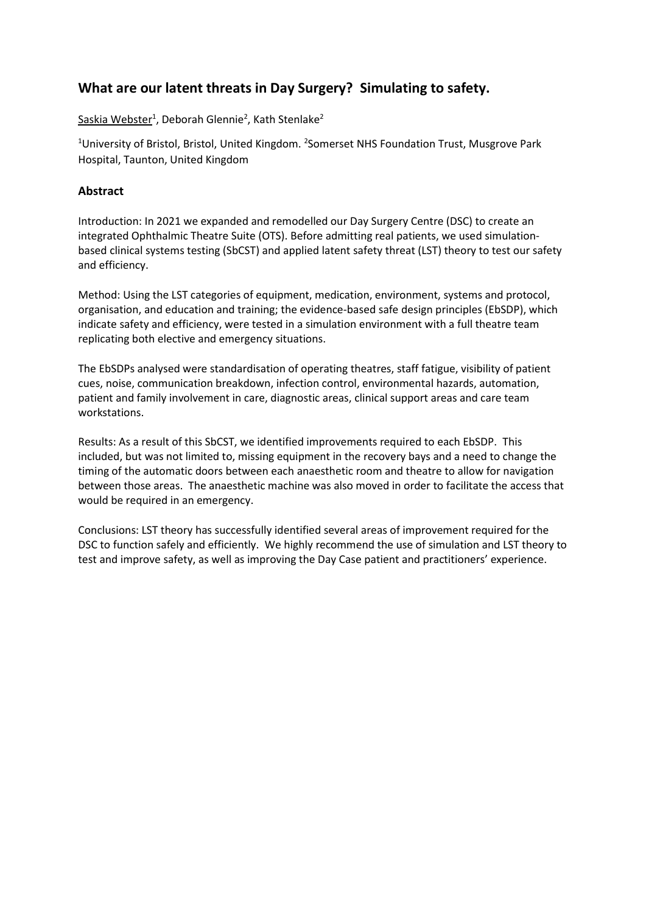## What are our latent threats in Day Surgery? Simulating to safety.

Saskia Webster[1], Deborah Glennie[2], Kath Stenlake[2]

[1]University of Bristol, Bristol, United Kingdom. [2]Somerset NHS Foundation Trust, Musgrove Park Hospital, Taunton, United Kingdom

### Abstract

Introduction: In 2021 we expanded and remodelled our Day Surgery Centre (DSC) to create an integrated Ophthalmic Theatre Suite (OTS). Before admitting real patients, we used simulation-based clinical systems testing (SbCST) and applied latent safety threat (LST) theory to test our safety and efficiency.

Method: Using the LST categories of equipment, medication, environment, systems and protocol, organisation, and education and training; the evidence-based safe design principles (EbSDP), which indicate safety and efficiency, were tested in a simulation environment with a full theatre team replicating both elective and emergency situations.

The EbSDPs analysed were standardisation of operating theatres, staff fatigue, visibility of patient cues, noise, communication breakdown, infection control, environmental hazards, automation, patient and family involvement in care, diagnostic areas, clinical support areas and care team workstations.

Results: As a result of this SbCST, we identified improvements required to each EbSDP. This included, but was not limited to, missing equipment in the recovery bays and a need to change the timing of the automatic doors between each anaesthetic room and theatre to allow for navigation between those areas. The anaesthetic machine was also moved in order to facilitate the access that would be required in an emergency.

Conclusions: LST theory has successfully identified several areas of improvement required for the DSC to function safely and efficiently. We highly recommend the use of simulation and LST theory to test and improve safety, as well as improving the Day Case patient and practitioners' experience.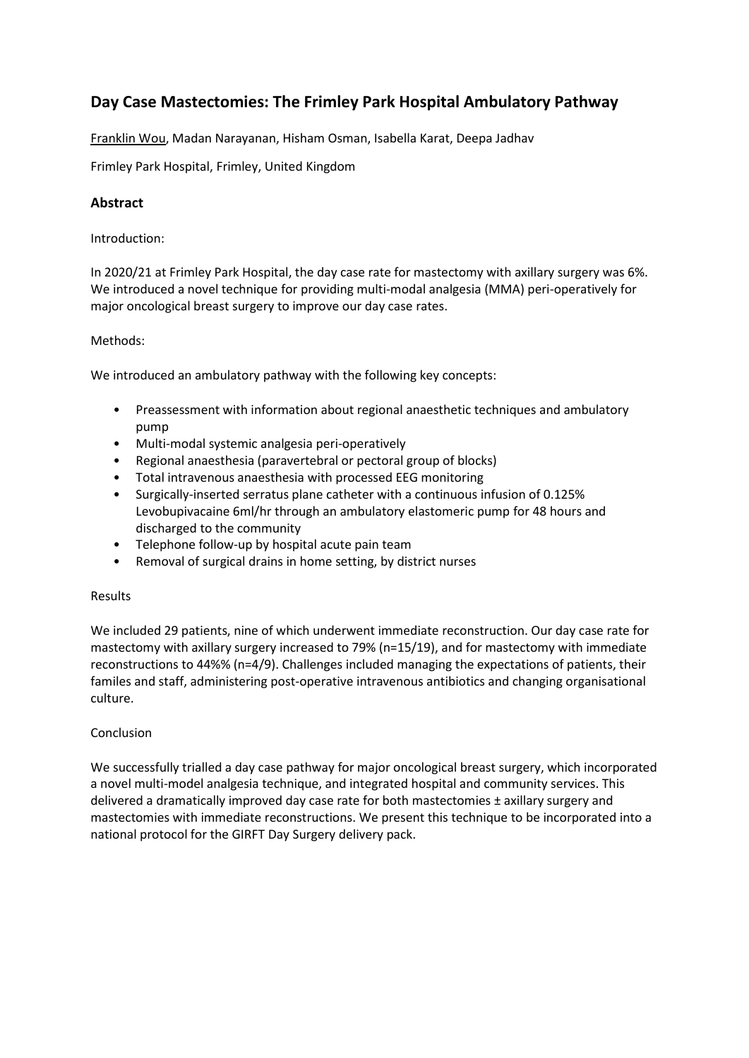# Day Case Mastectomies: The Frimley Park Hospital Ambulatory Pathway

<u>Franklin Wou</u>, Madan Narayanan, Hisham Osman, Isabella Karat, Deepa Jadhav

Frimley Park Hospital, Frimley, United Kingdom

## Abstract

Introduction:

In 2020/21 at Frimley Park Hospital, the day case rate for mastectomy with axillary surgery was 6%. We introduced a novel technique for providing multi-modal analgesia (MMA) peri-operatively for major oncological breast surgery to improve our day case rates.

Methods:

We introduced an ambulatory pathway with the following key concepts:

- Preassessment with information about regional anaesthetic techniques and ambulatory pump
- Multi-modal systemic analgesia peri-operatively
- Regional anaesthesia (paravertebral or pectoral group of blocks)
- Total intravenous anaesthesia with processed EEG monitoring
- Surgically-inserted serratus plane catheter with a continuous infusion of 0.125% Levobupivacaine 6ml/hr through an ambulatory elastomeric pump for 48 hours and discharged to the community
- Telephone follow-up by hospital acute pain team
- Removal of surgical drains in home setting, by district nurses

Results

We included 29 patients, nine of which underwent immediate reconstruction. Our day case rate for mastectomy with axillary surgery increased to 79% (n=15/19), and for mastectomy with immediate reconstructions to 44%% (n=4/9). Challenges included managing the expectations of patients, their familes and staff, administering post-operative intravenous antibiotics and changing organisational culture.

Conclusion

We successfully trialled a day case pathway for major oncological breast surgery, which incorporated a novel multi-model analgesia technique, and integrated hospital and community services. This delivered a dramatically improved day case rate for both mastectomies ± axillary surgery and mastectomies with immediate reconstructions. We present this technique to be incorporated into a national protocol for the GIRFT Day Surgery delivery pack.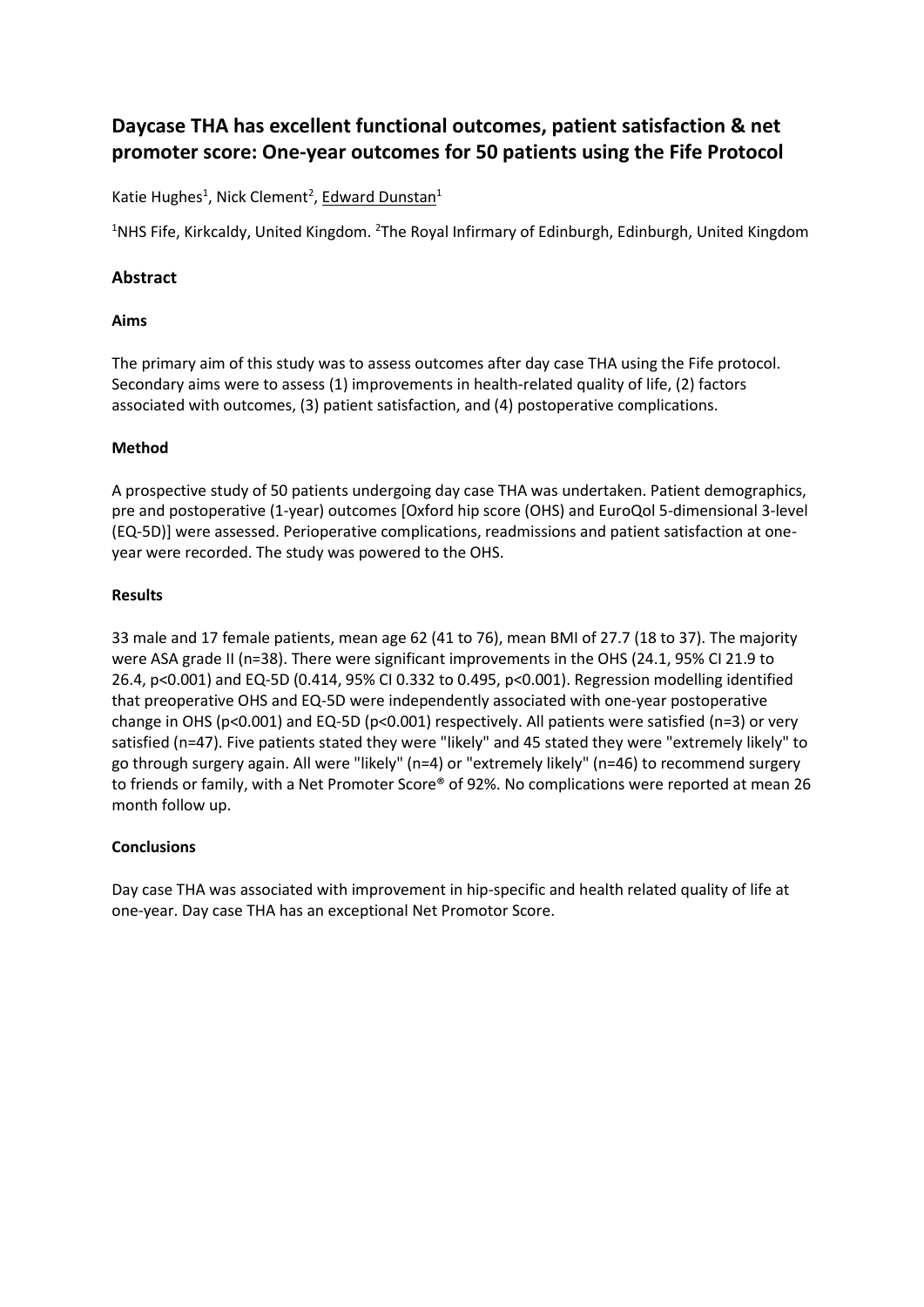# Daycase THA has excellent functional outcomes, patient satisfaction & net promoter score: One-year outcomes for 50 patients using the Fife Protocol

Katie Hughes[1], Nick Clement[2], Edward Dunstan[1]

[1]NHS Fife, Kirkcaldy, United Kingdom. [2]The Royal Infirmary of Edinburgh, Edinburgh, United Kingdom

## Abstract

### Aims

The primary aim of this study was to assess outcomes after day case THA using the Fife protocol. Secondary aims were to assess (1) improvements in health-related quality of life, (2) factors associated with outcomes, (3) patient satisfaction, and (4) postoperative complications.

### Method

A prospective study of 50 patients undergoing day case THA was undertaken. Patient demographics, pre and postoperative (1-year) outcomes [Oxford hip score (OHS) and EuroQol 5-dimensional 3-level (EQ-5D)] were assessed. Perioperative complications, readmissions and patient satisfaction at one-year were recorded. The study was powered to the OHS.

### Results

33 male and 17 female patients, mean age 62 (41 to 76), mean BMI of 27.7 (18 to 37). The majority were ASA grade II (n=38). There were significant improvements in the OHS (24.1, 95% CI 21.9 to 26.4, $p<0.001$) and EQ-5D (0.414, 95% CI 0.332 to 0.495, $p<0.001$). Regression modelling identified that preoperative OHS and EQ-5D were independently associated with one-year postoperative change in OHS ($p<0.001$) and EQ-5D ($p<0.001$) respectively. All patients were satisfied (n=3) or very satisfied (n=47). Five patients stated they were "likely" and 45 stated they were "extremely likely" to go through surgery again. All were "likely" (n=4) or "extremely likely" (n=46) to recommend surgery to friends or family, with a Net Promoter Score® of 92%. No complications were reported at mean 26 month follow up.

### Conclusions

Day case THA was associated with improvement in hip-specific and health related quality of life at one-year. Day case THA has an exceptional Net Promotor Score.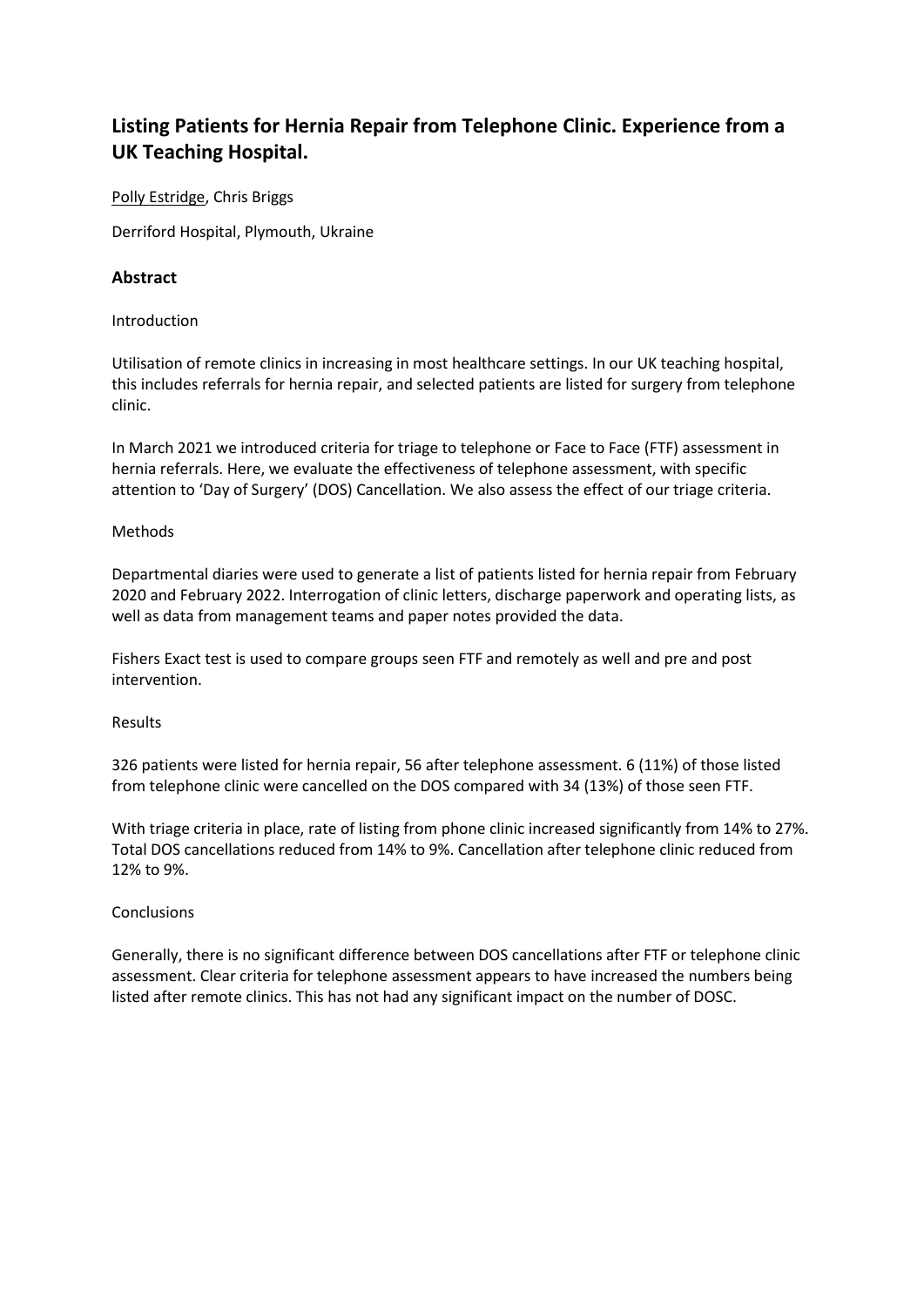## Listing Patients for Hernia Repair from Telephone Clinic. Experience from a UK Teaching Hospital.

Polly Estridge, Chris Briggs

Derriford Hospital, Plymouth, Ukraine

### Abstract

Introduction

Utilisation of remote clinics in increasing in most healthcare settings. In our UK teaching hospital, this includes referrals for hernia repair, and selected patients are listed for surgery from telephone clinic.

In March 2021 we introduced criteria for triage to telephone or Face to Face (FTF) assessment in hernia referrals. Here, we evaluate the effectiveness of telephone assessment, with specific attention to 'Day of Surgery' (DOS) Cancellation. We also assess the effect of our triage criteria.

Methods

Departmental diaries were used to generate a list of patients listed for hernia repair from February 2020 and February 2022. Interrogation of clinic letters, discharge paperwork and operating lists, as well as data from management teams and paper notes provided the data.

Fishers Exact test is used to compare groups seen FTF and remotely as well and pre and post intervention.

Results

326 patients were listed for hernia repair, 56 after telephone assessment. 6 (11%) of those listed from telephone clinic were cancelled on the DOS compared with 34 (13%) of those seen FTF.

With triage criteria in place, rate of listing from phone clinic increased significantly from 14% to 27%. Total DOS cancellations reduced from 14% to 9%. Cancellation after telephone clinic reduced from 12% to 9%.

Conclusions

Generally, there is no significant difference between DOS cancellations after FTF or telephone clinic assessment. Clear criteria for telephone assessment appears to have increased the numbers being listed after remote clinics. This has not had any significant impact on the number of DOSC.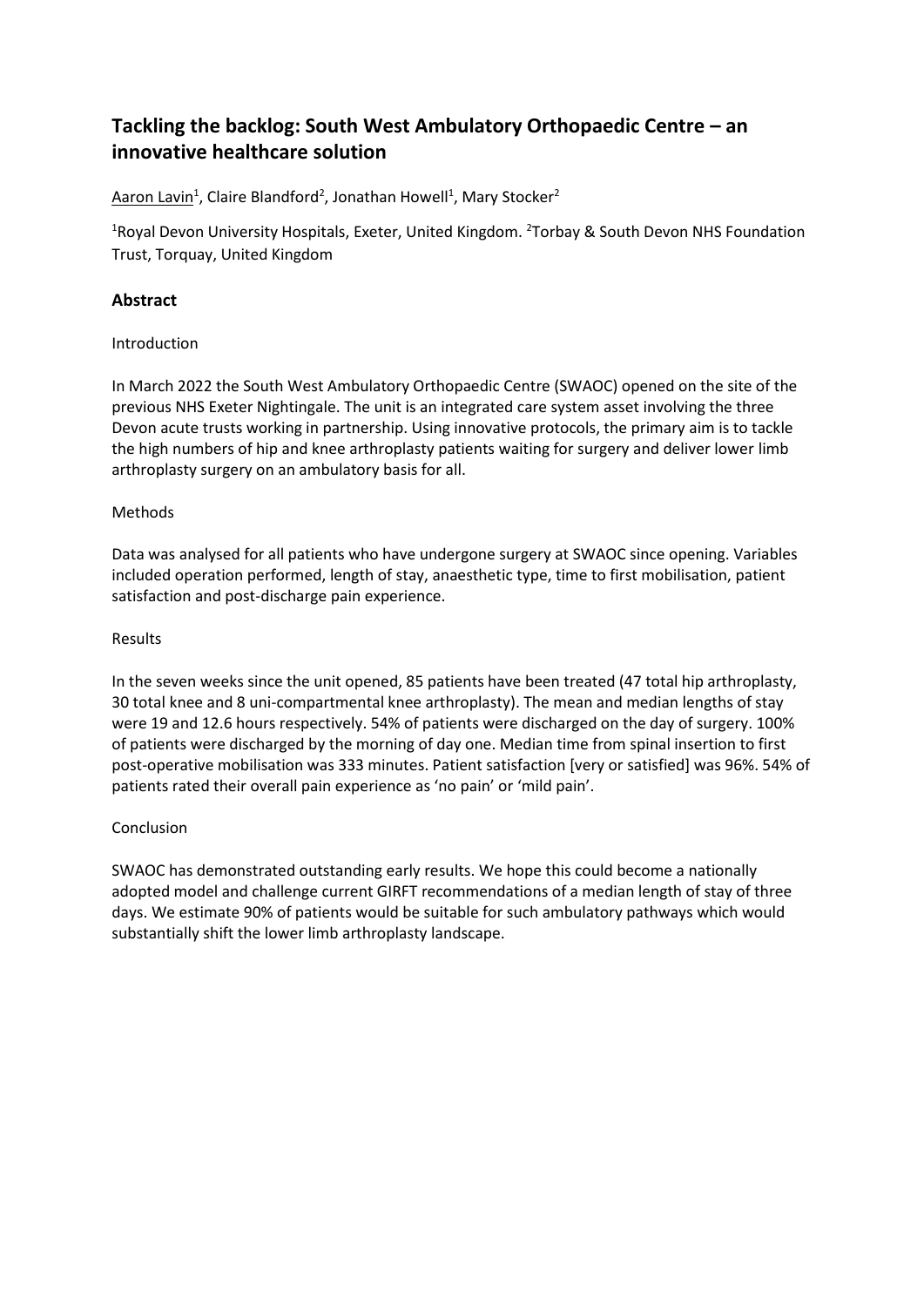## Tackling the backlog: South West Ambulatory Orthopaedic Centre – an innovative healthcare solution

Aaron Lavin[1], Claire Blandford[2], Jonathan Howell[1], Mary Stocker[2]

[1]Royal Devon University Hospitals, Exeter, United Kingdom. [2]Torbay & South Devon NHS Foundation Trust, Torquay, United Kingdom

### Abstract

Introduction

In March 2022 the South West Ambulatory Orthopaedic Centre (SWAOC) opened on the site of the previous NHS Exeter Nightingale. The unit is an integrated care system asset involving the three Devon acute trusts working in partnership. Using innovative protocols, the primary aim is to tackle the high numbers of hip and knee arthroplasty patients waiting for surgery and deliver lower limb arthroplasty surgery on an ambulatory basis for all.

Methods

Data was analysed for all patients who have undergone surgery at SWAOC since opening. Variables included operation performed, length of stay, anaesthetic type, time to first mobilisation, patient satisfaction and post-discharge pain experience.

Results

In the seven weeks since the unit opened, 85 patients have been treated (47 total hip arthroplasty, 30 total knee and 8 uni-compartmental knee arthroplasty). The mean and median lengths of stay were 19 and 12.6 hours respectively. 54% of patients were discharged on the day of surgery. 100% of patients were discharged by the morning of day one. Median time from spinal insertion to first post-operative mobilisation was 333 minutes. Patient satisfaction [very or satisfied] was 96%. 54% of patients rated their overall pain experience as 'no pain' or 'mild pain'.

Conclusion

SWAOC has demonstrated outstanding early results. We hope this could become a nationally adopted model and challenge current GIRFT recommendations of a median length of stay of three days. We estimate 90% of patients would be suitable for such ambulatory pathways which would substantially shift the lower limb arthroplasty landscape.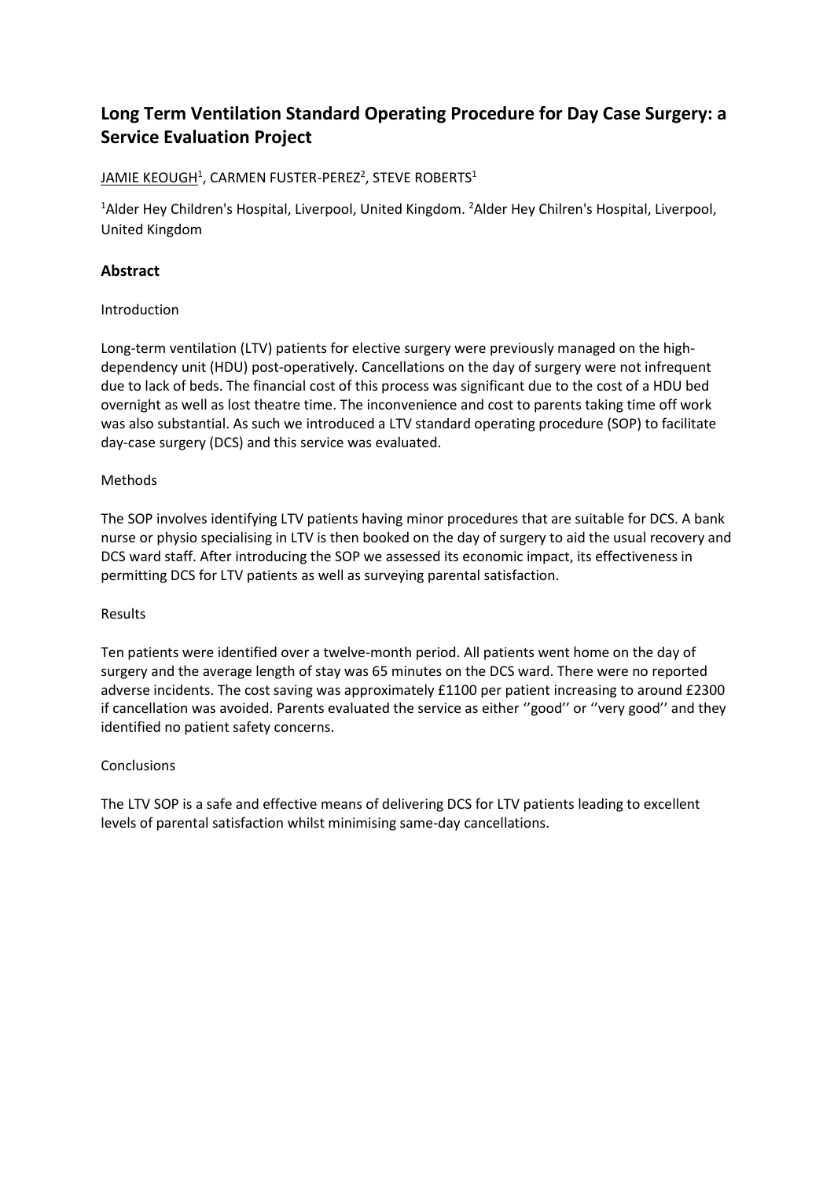# Long Term Ventilation Standard Operating Procedure for Day Case Surgery: a Service Evaluation Project

JAMIE KEOUGH[1], CARMEN FUSTER-PEREZ[2], STEVE ROBERTS[1]

[1]Alder Hey Children's Hospital, Liverpool, United Kingdom. [2]Alder Hey Chilren's Hospital, Liverpool, United Kingdom

## Abstract

Introduction

Long-term ventilation (LTV) patients for elective surgery were previously managed on the high-dependency unit (HDU) post-operatively. Cancellations on the day of surgery were not infrequent due to lack of beds. The financial cost of this process was significant due to the cost of a HDU bed overnight as well as lost theatre time. The inconvenience and cost to parents taking time off work was also substantial. As such we introduced a LTV standard operating procedure (SOP) to facilitate day-case surgery (DCS) and this service was evaluated.

Methods

The SOP involves identifying LTV patients having minor procedures that are suitable for DCS. A bank nurse or physio specialising in LTV is then booked on the day of surgery to aid the usual recovery and DCS ward staff. After introducing the SOP we assessed its economic impact, its effectiveness in permitting DCS for LTV patients as well as surveying parental satisfaction.

Results

Ten patients were identified over a twelve-month period. All patients went home on the day of surgery and the average length of stay was 65 minutes on the DCS ward. There were no reported adverse incidents. The cost saving was approximately £1100 per patient increasing to around £2300 if cancellation was avoided. Parents evaluated the service as either ''good'' or ''very good'' and they identified no patient safety concerns.

Conclusions

The LTV SOP is a safe and effective means of delivering DCS for LTV patients leading to excellent levels of parental satisfaction whilst minimising same-day cancellations.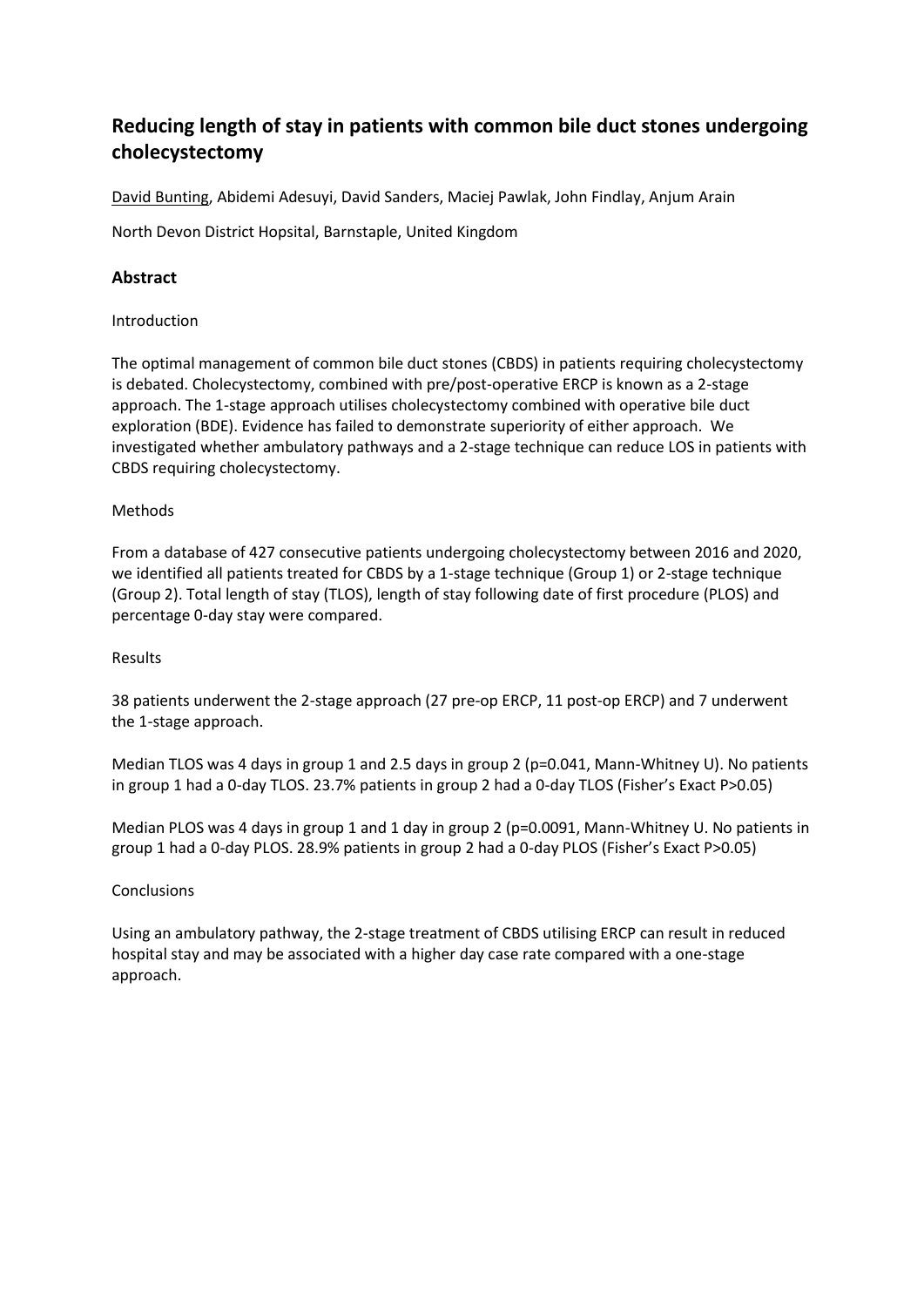## Reducing length of stay in patients with common bile duct stones undergoing cholecystectomy

David Bunting, Abidemi Adesuyi, David Sanders, Maciej Pawlak, John Findlay, Anjum Arain

North Devon District Hopsital, Barnstaple, United Kingdom

### Abstract

Introduction

The optimal management of common bile duct stones (CBDS) in patients requiring cholecystectomy is debated. Cholecystectomy, combined with pre/post-operative ERCP is known as a 2-stage approach. The 1-stage approach utilises cholecystectomy combined with operative bile duct exploration (BDE). Evidence has failed to demonstrate superiority of either approach. We investigated whether ambulatory pathways and a 2-stage technique can reduce LOS in patients with CBDS requiring cholecystectomy.

Methods

From a database of 427 consecutive patients undergoing cholecystectomy between 2016 and 2020, we identified all patients treated for CBDS by a 1-stage technique (Group 1) or 2-stage technique (Group 2). Total length of stay (TLOS), length of stay following date of first procedure (PLOS) and percentage 0-day stay were compared.

Results

38 patients underwent the 2-stage approach (27 pre-op ERCP, 11 post-op ERCP) and 7 underwent the 1-stage approach.

Median TLOS was 4 days in group 1 and 2.5 days in group 2 ($p=0.041$, Mann-Whitney U). No patients in group 1 had a 0-day TLOS. 23.7% patients in group 2 had a 0-day TLOS (Fisher's Exact $P>0.05$)

Median PLOS was 4 days in group 1 and 1 day in group 2 ($p=0.0091$, Mann-Whitney U. No patients in group 1 had a 0-day PLOS. 28.9% patients in group 2 had a 0-day PLOS (Fisher's Exact $P>0.05$)

Conclusions

Using an ambulatory pathway, the 2-stage treatment of CBDS utilising ERCP can result in reduced hospital stay and may be associated with a higher day case rate compared with a one-stage approach.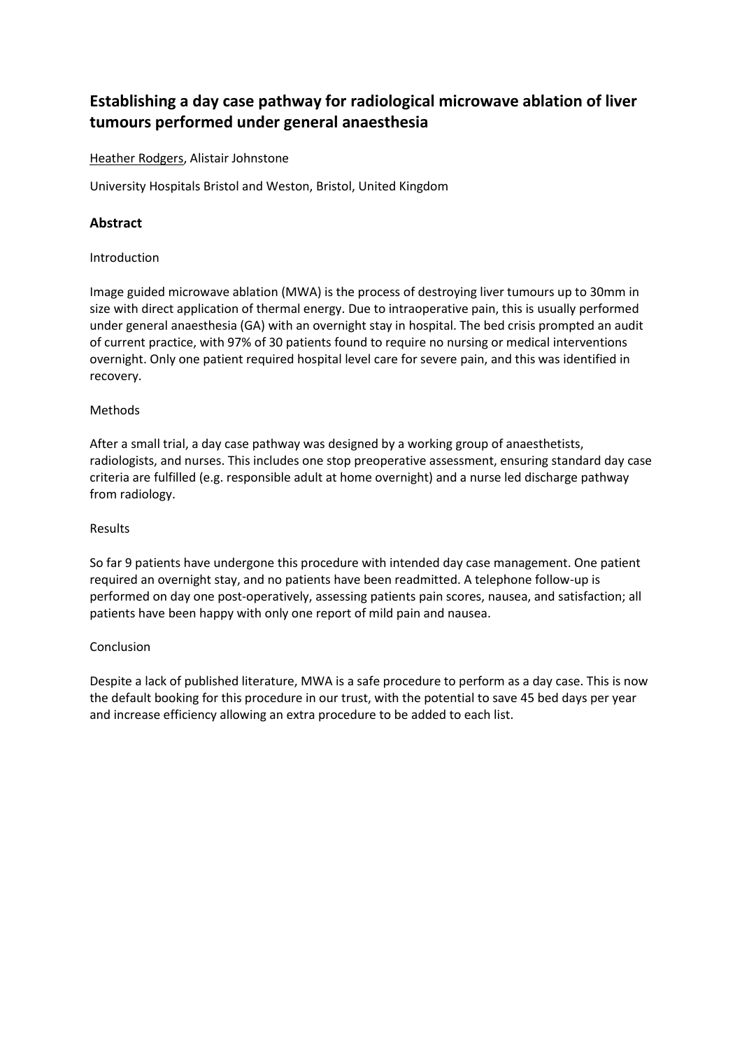# Establishing a day case pathway for radiological microwave ablation of liver tumours performed under general anaesthesia

Heather Rodgers, Alistair Johnstone

University Hospitals Bristol and Weston, Bristol, United Kingdom

## Abstract

Introduction

Image guided microwave ablation (MWA) is the process of destroying liver tumours up to 30mm in size with direct application of thermal energy. Due to intraoperative pain, this is usually performed under general anaesthesia (GA) with an overnight stay in hospital. The bed crisis prompted an audit of current practice, with 97% of 30 patients found to require no nursing or medical interventions overnight. Only one patient required hospital level care for severe pain, and this was identified in recovery.

Methods

After a small trial, a day case pathway was designed by a working group of anaesthetists, radiologists, and nurses. This includes one stop preoperative assessment, ensuring standard day case criteria are fulfilled (e.g. responsible adult at home overnight) and a nurse led discharge pathway from radiology.

Results

So far 9 patients have undergone this procedure with intended day case management. One patient required an overnight stay, and no patients have been readmitted. A telephone follow-up is performed on day one post-operatively, assessing patients pain scores, nausea, and satisfaction; all patients have been happy with only one report of mild pain and nausea.

Conclusion

Despite a lack of published literature, MWA is a safe procedure to perform as a day case. This is now the default booking for this procedure in our trust, with the potential to save 45 bed days per year and increase efficiency allowing an extra procedure to be added to each list.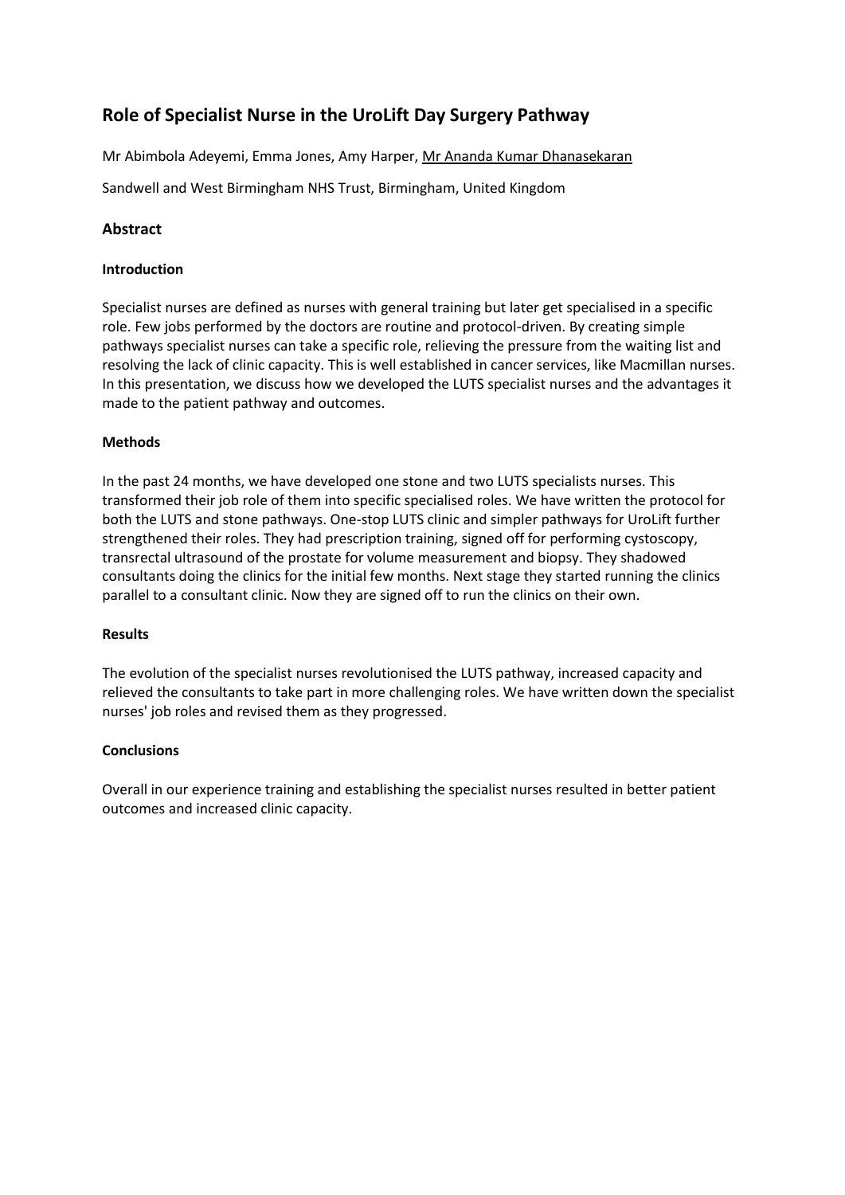# Role of Specialist Nurse in the UroLift Day Surgery Pathway

Mr Abimbola Adeyemi, Emma Jones, Amy Harper, Mr Ananda Kumar Dhanasekaran

Sandwell and West Birmingham NHS Trust, Birmingham, United Kingdom

## Abstract

### Introduction

Specialist nurses are defined as nurses with general training but later get specialised in a specific role. Few jobs performed by the doctors are routine and protocol-driven. By creating simple pathways specialist nurses can take a specific role, relieving the pressure from the waiting list and resolving the lack of clinic capacity. This is well established in cancer services, like Macmillan nurses. In this presentation, we discuss how we developed the LUTS specialist nurses and the advantages it made to the patient pathway and outcomes.

### Methods

In the past 24 months, we have developed one stone and two LUTS specialists nurses. This transformed their job role of them into specific specialised roles. We have written the protocol for both the LUTS and stone pathways. One-stop LUTS clinic and simpler pathways for UroLift further strengthened their roles. They had prescription training, signed off for performing cystoscopy, transrectal ultrasound of the prostate for volume measurement and biopsy. They shadowed consultants doing the clinics for the initial few months. Next stage they started running the clinics parallel to a consultant clinic. Now they are signed off to run the clinics on their own.

### Results

The evolution of the specialist nurses revolutionised the LUTS pathway, increased capacity and relieved the consultants to take part in more challenging roles. We have written down the specialist nurses' job roles and revised them as they progressed.

### Conclusions

Overall in our experience training and establishing the specialist nurses resulted in better patient outcomes and increased clinic capacity.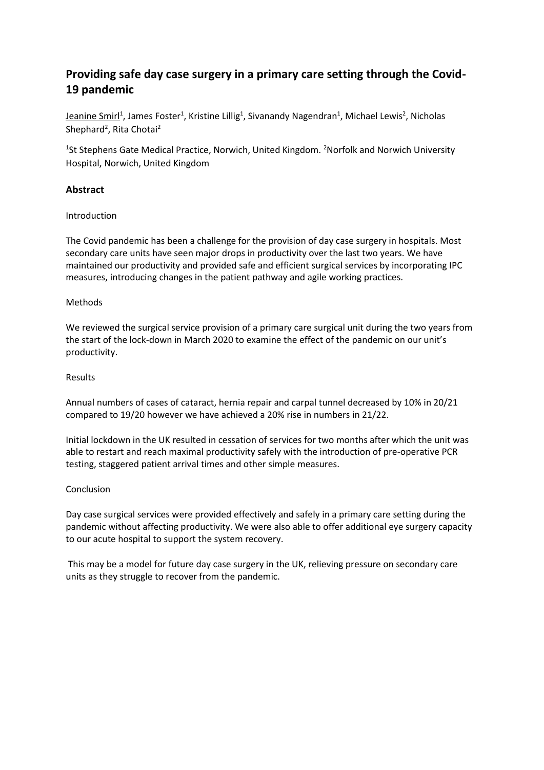## Providing safe day case surgery in a primary care setting through the Covid-19 pandemic

Jeanine Smirl[1], James Foster[1], Kristine Lillig[1], Sivanandy Nagendran[1], Michael Lewis[2], Nicholas Shephard[2], Rita Chotai[2]

[1]St Stephens Gate Medical Practice, Norwich, United Kingdom. [2]Norfolk and Norwich University Hospital, Norwich, United Kingdom

### Abstract

Introduction

The Covid pandemic has been a challenge for the provision of day case surgery in hospitals. Most secondary care units have seen major drops in productivity over the last two years. We have maintained our productivity and provided safe and efficient surgical services by incorporating IPC measures, introducing changes in the patient pathway and agile working practices.

Methods

We reviewed the surgical service provision of a primary care surgical unit during the two years from the start of the lock-down in March 2020 to examine the effect of the pandemic on our unit's productivity.

Results

Annual numbers of cases of cataract, hernia repair and carpal tunnel decreased by 10% in 20/21 compared to 19/20 however we have achieved a 20% rise in numbers in 21/22.

Initial lockdown in the UK resulted in cessation of services for two months after which the unit was able to restart and reach maximal productivity safely with the introduction of pre-operative PCR testing, staggered patient arrival times and other simple measures.

Conclusion

Day case surgical services were provided effectively and safely in a primary care setting during the pandemic without affecting productivity. We were also able to offer additional eye surgery capacity to our acute hospital to support the system recovery.

This may be a model for future day case surgery in the UK, relieving pressure on secondary care units as they struggle to recover from the pandemic.